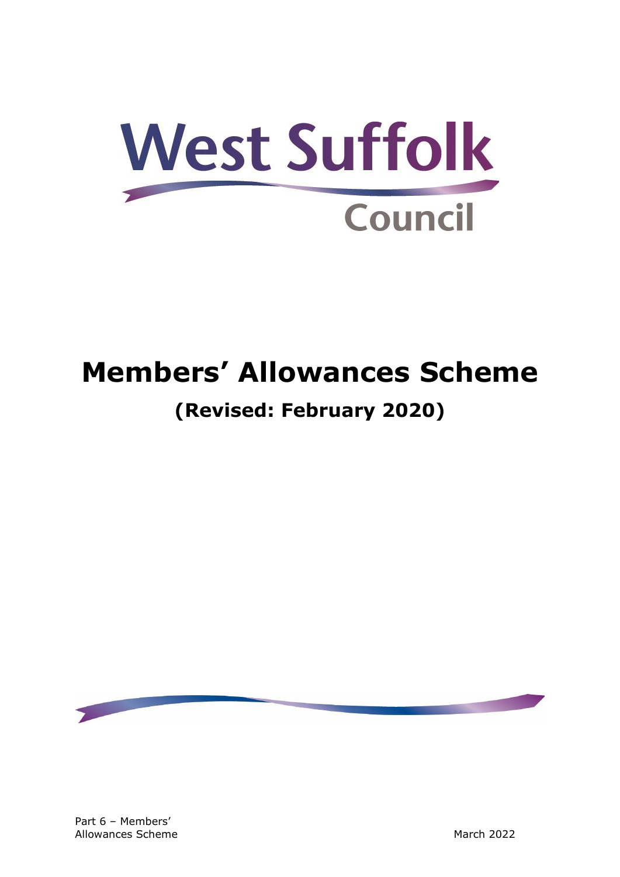West Suffolk Council

# Members' Allowances Scheme

## (Revised: February 2020)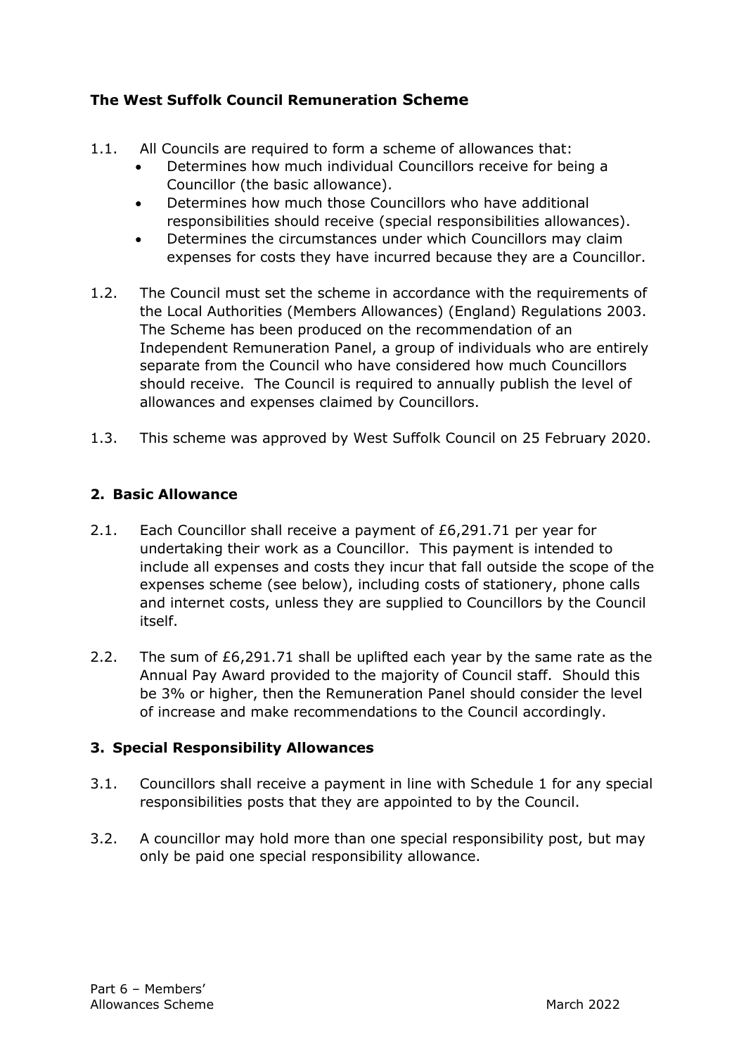## The West Suffolk Council Remuneration Scheme

1.1. All Councils are required to form a scheme of allowances that:
   - Determines how much individual Councillors receive for being a Councillor (the basic allowance).
   - Determines how much those Councillors who have additional responsibilities should receive (special responsibilities allowances).
   - Determines the circumstances under which Councillors may claim expenses for costs they have incurred because they are a Councillor.

1.2. The Council must set the scheme in accordance with the requirements of the Local Authorities (Members Allowances) (England) Regulations 2003. The Scheme has been produced on the recommendation of an Independent Remuneration Panel, a group of individuals who are entirely separate from the Council who have considered how much Councillors should receive. The Council is required to annually publish the level of allowances and expenses claimed by Councillors.

1.3. This scheme was approved by West Suffolk Council on 25 February 2020.

## 2. Basic Allowance

2.1. Each Councillor shall receive a payment of £6,291.71 per year for undertaking their work as a Councillor. This payment is intended to include all expenses and costs they incur that fall outside the scope of the expenses scheme (see below), including costs of stationery, phone calls and internet costs, unless they are supplied to Councillors by the Council itself.

2.2. The sum of £6,291.71 shall be uplifted each year by the same rate as the Annual Pay Award provided to the majority of Council staff. Should this be 3% or higher, then the Remuneration Panel should consider the level of increase and make recommendations to the Council accordingly.

## 3. Special Responsibility Allowances

3.1. Councillors shall receive a payment in line with Schedule 1 for any special responsibilities posts that they are appointed to by the Council.

3.2. A councillor may hold more than one special responsibility post, but may only be paid one special responsibility allowance.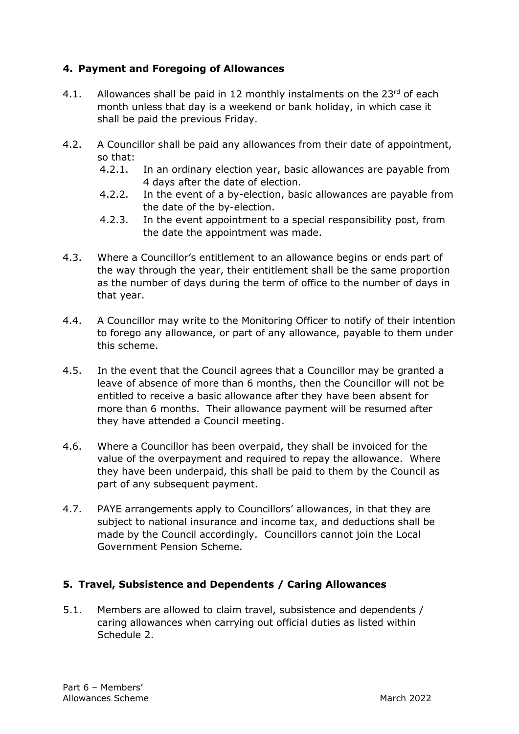## 4. Payment and Foregoing of Allowances

4.1. Allowances shall be paid in 12 monthly instalments on the 23rd of each month unless that day is a weekend or bank holiday, in which case it shall be paid the previous Friday.

4.2. A Councillor shall be paid any allowances from their date of appointment, so that:

- 4.2.1. In an ordinary election year, basic allowances are payable from 4 days after the date of election.
- 4.2.2. In the event of a by-election, basic allowances are payable from the date of the by-election.
- 4.2.3. In the event appointment to a special responsibility post, from the date the appointment was made.

4.3. Where a Councillor's entitlement to an allowance begins or ends part of the way through the year, their entitlement shall be the same proportion as the number of days during the term of office to the number of days in that year.

4.4. A Councillor may write to the Monitoring Officer to notify of their intention to forego any allowance, or part of any allowance, payable to them under this scheme.

4.5. In the event that the Council agrees that a Councillor may be granted a leave of absence of more than 6 months, then the Councillor will not be entitled to receive a basic allowance after they have been absent for more than 6 months. Their allowance payment will be resumed after they have attended a Council meeting.

4.6. Where a Councillor has been overpaid, they shall be invoiced for the value of the overpayment and required to repay the allowance. Where they have been underpaid, this shall be paid to them by the Council as part of any subsequent payment.

4.7. PAYE arrangements apply to Councillors' allowances, in that they are subject to national insurance and income tax, and deductions shall be made by the Council accordingly. Councillors cannot join the Local Government Pension Scheme.

## 5. Travel, Subsistence and Dependents / Caring Allowances

5.1. Members are allowed to claim travel, subsistence and dependents / caring allowances when carrying out official duties as listed within Schedule 2.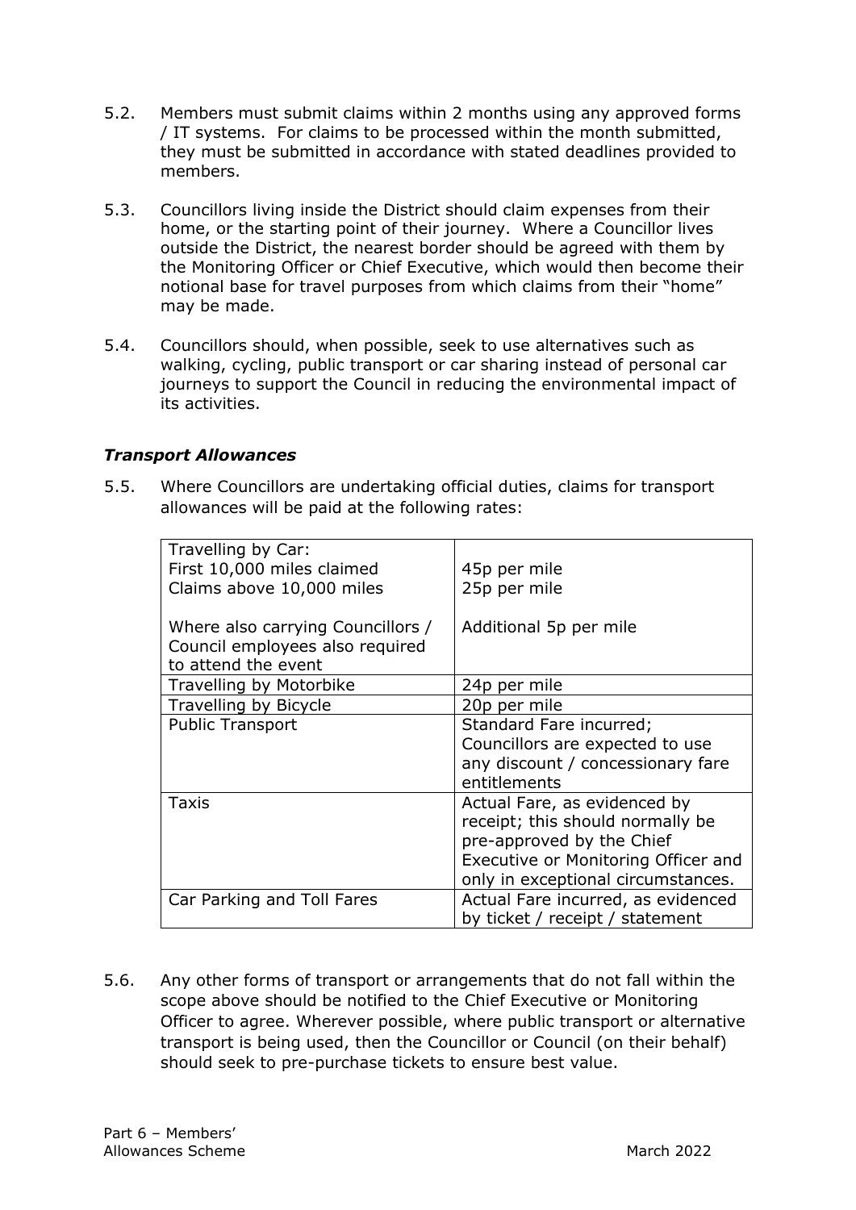5.2. Members must submit claims within 2 months using any approved forms / IT systems. For claims to be processed within the month submitted, they must be submitted in accordance with stated deadlines provided to members.

5.3. Councillors living inside the District should claim expenses from their home, or the starting point of their journey. Where a Councillor lives outside the District, the nearest border should be agreed with them by the Monitoring Officer or Chief Executive, which would then become their notional base for travel purposes from which claims from their "home" may be made.

5.4. Councillors should, when possible, seek to use alternatives such as walking, cycling, public transport or car sharing instead of personal car journeys to support the Council in reducing the environmental impact of its activities.

### *Transport Allowances*

5.5. Where Councillors are undertaking official duties, claims for transport allowances will be paid at the following rates:

| Travelling by Car:<br>First 10,000 miles claimed<br>Claims above 10,000 miles<br><br>Where also carrying Councillors / Council employees also required to attend the event | <br>45p per mile<br>25p per mile<br><br>Additional 5p per mile |
|---|---|
| Travelling by Motorbike | 24p per mile |
| Travelling by Bicycle | 20p per mile |
| Public Transport | Standard Fare incurred; Councillors are expected to use any discount / concessionary fare entitlements |
| Taxis | Actual Fare, as evidenced by receipt; this should normally be pre-approved by the Chief Executive or Monitoring Officer and only in exceptional circumstances. |
| Car Parking and Toll Fares | Actual Fare incurred, as evidenced by ticket / receipt / statement |

5.6. Any other forms of transport or arrangements that do not fall within the scope above should be notified to the Chief Executive or Monitoring Officer to agree. Wherever possible, where public transport or alternative transport is being used, then the Councillor or Council (on their behalf) should seek to pre-purchase tickets to ensure best value.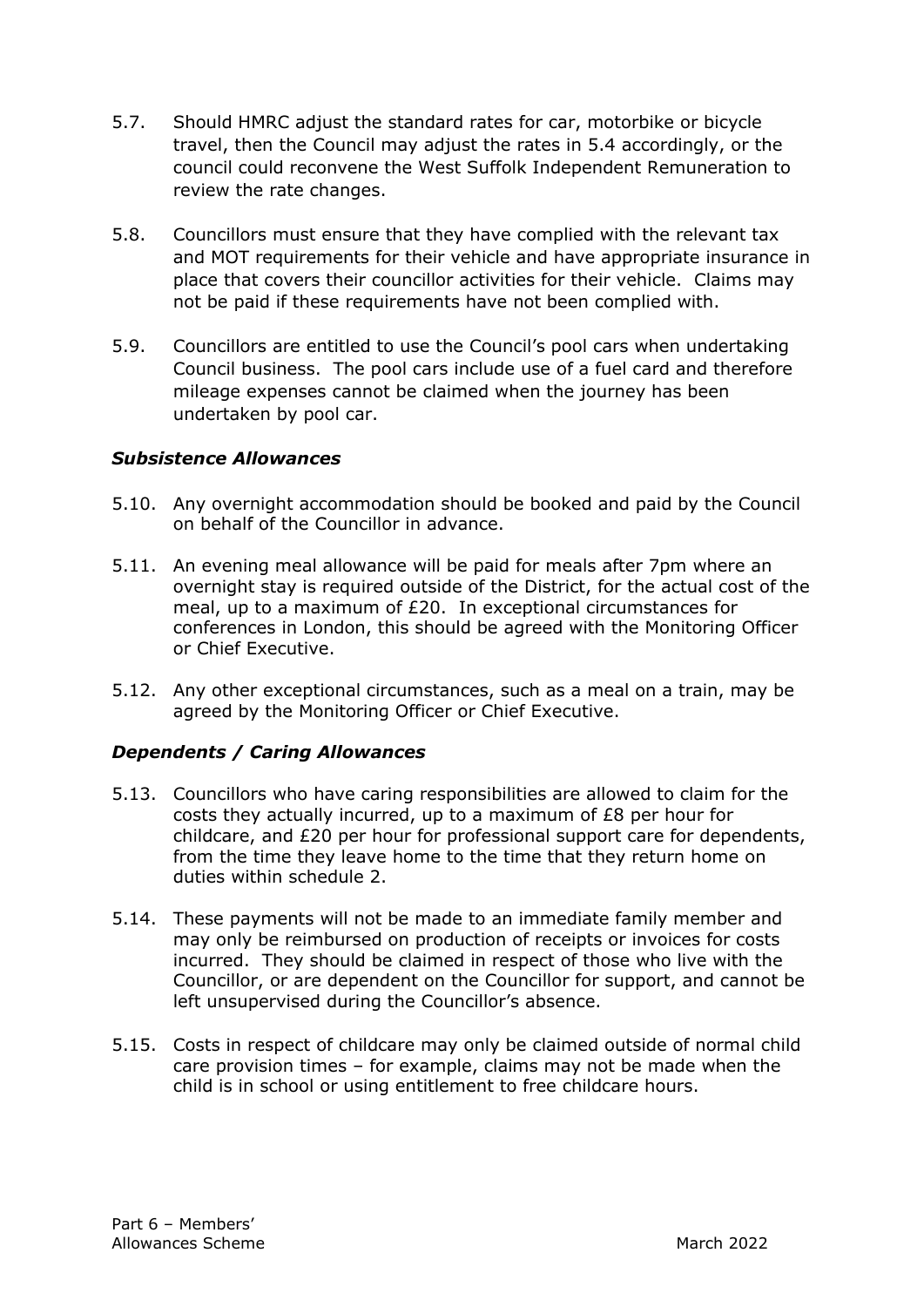5.7. Should HMRC adjust the standard rates for car, motorbike or bicycle travel, then the Council may adjust the rates in 5.4 accordingly, or the council could reconvene the West Suffolk Independent Remuneration to review the rate changes.

5.8. Councillors must ensure that they have complied with the relevant tax and MOT requirements for their vehicle and have appropriate insurance in place that covers their councillor activities for their vehicle. Claims may not be paid if these requirements have not been complied with.

5.9. Councillors are entitled to use the Council's pool cars when undertaking Council business. The pool cars include use of a fuel card and therefore mileage expenses cannot be claimed when the journey has been undertaken by pool car.

### *Subsistence Allowances*

5.10. Any overnight accommodation should be booked and paid by the Council on behalf of the Councillor in advance.

5.11. An evening meal allowance will be paid for meals after 7pm where an overnight stay is required outside of the District, for the actual cost of the meal, up to a maximum of £20. In exceptional circumstances for conferences in London, this should be agreed with the Monitoring Officer or Chief Executive.

5.12. Any other exceptional circumstances, such as a meal on a train, may be agreed by the Monitoring Officer or Chief Executive.

### *Dependents / Caring Allowances*

5.13. Councillors who have caring responsibilities are allowed to claim for the costs they actually incurred, up to a maximum of £8 per hour for childcare, and £20 per hour for professional support care for dependents, from the time they leave home to the time that they return home on duties within schedule 2.

5.14. These payments will not be made to an immediate family member and may only be reimbursed on production of receipts or invoices for costs incurred. They should be claimed in respect of those who live with the Councillor, or are dependent on the Councillor for support, and cannot be left unsupervised during the Councillor's absence.

5.15. Costs in respect of childcare may only be claimed outside of normal child care provision times – for example, claims may not be made when the child is in school or using entitlement to free childcare hours.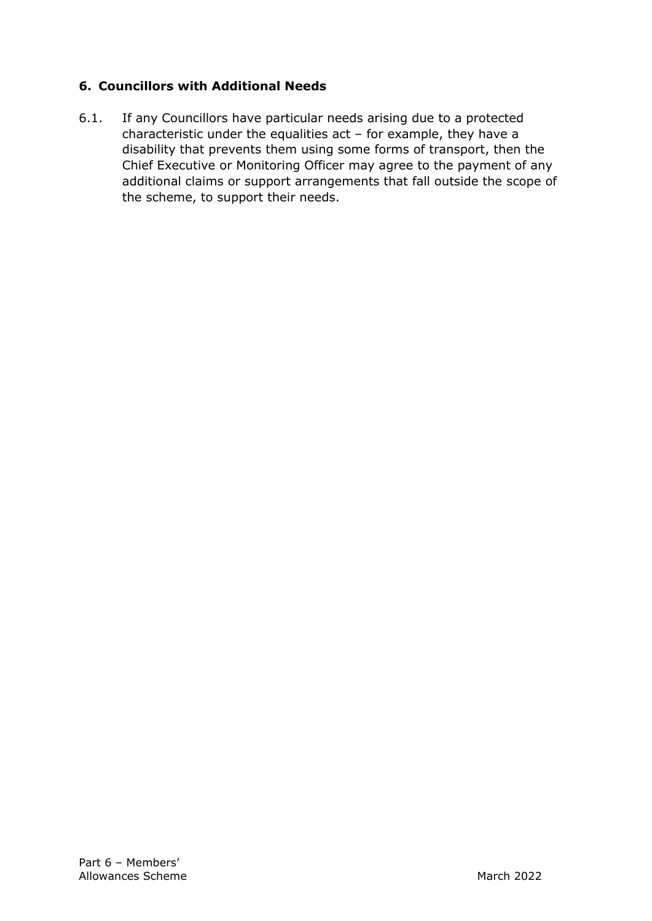## 6. Councillors with Additional Needs

6.1. If any Councillors have particular needs arising due to a protected characteristic under the equalities act – for example, they have a disability that prevents them using some forms of transport, then the Chief Executive or Monitoring Officer may agree to the payment of any additional claims or support arrangements that fall outside the scope of the scheme, to support their needs.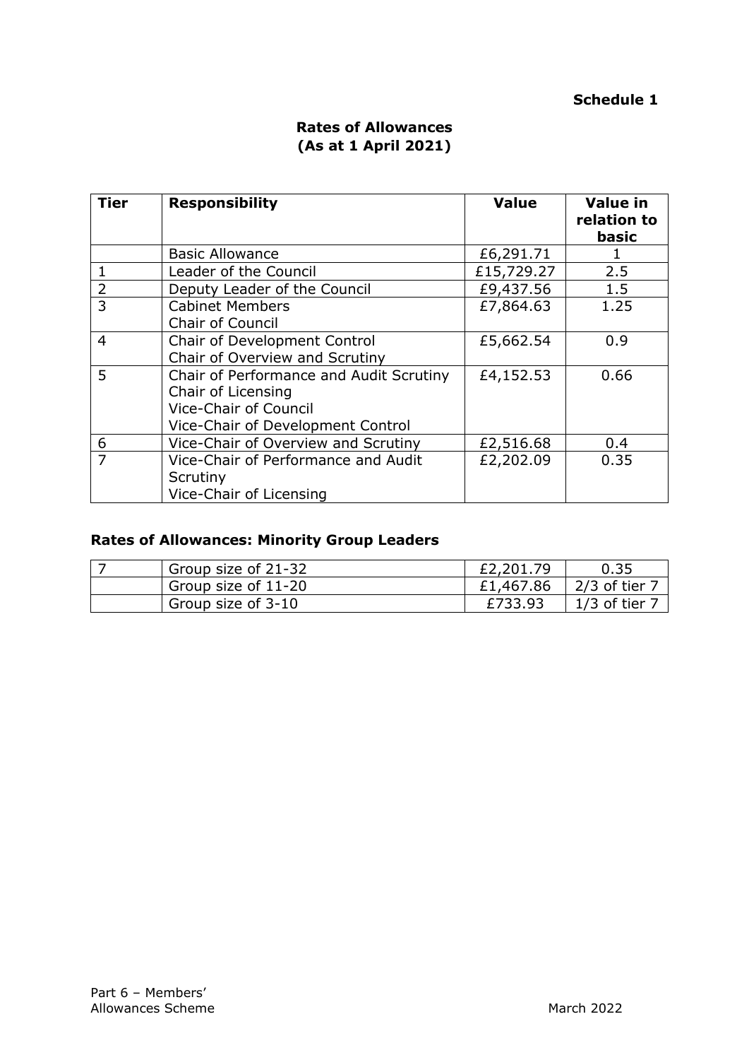**Schedule 1**

## Rates of Allowances
## (As at 1 April 2021)

| Tier | Responsibility | Value | Value in relation to basic |
|---|---|---|---|
| | Basic Allowance | £6,291.71 | 1 |
| 1 | Leader of the Council | £15,729.27 | 2.5 |
| 2 | Deputy Leader of the Council | £9,437.56 | 1.5 |
| 3 | Cabinet Members<br>Chair of Council | £7,864.63 | 1.25 |
| 4 | Chair of Development Control<br>Chair of Overview and Scrutiny | £5,662.54 | 0.9 |
| 5 | Chair of Performance and Audit Scrutiny<br>Chair of Licensing<br>Vice-Chair of Council<br>Vice-Chair of Development Control | £4,152.53 | 0.66 |
| 6 | Vice-Chair of Overview and Scrutiny | £2,516.68 | 0.4 |
| 7 | Vice-Chair of Performance and Audit Scrutiny<br>Vice-Chair of Licensing | £2,202.09 | 0.35 |

### Rates of Allowances: Minority Group Leaders

| | | | |
|---|---|---|---|
| 7 | Group size of 21-32 | £2,201.79 | 0.35 |
| | Group size of 11-20 | £1,467.86 | 2/3 of tier 7 |
| | Group size of 3-10 | £733.93 | 1/3 of tier 7 |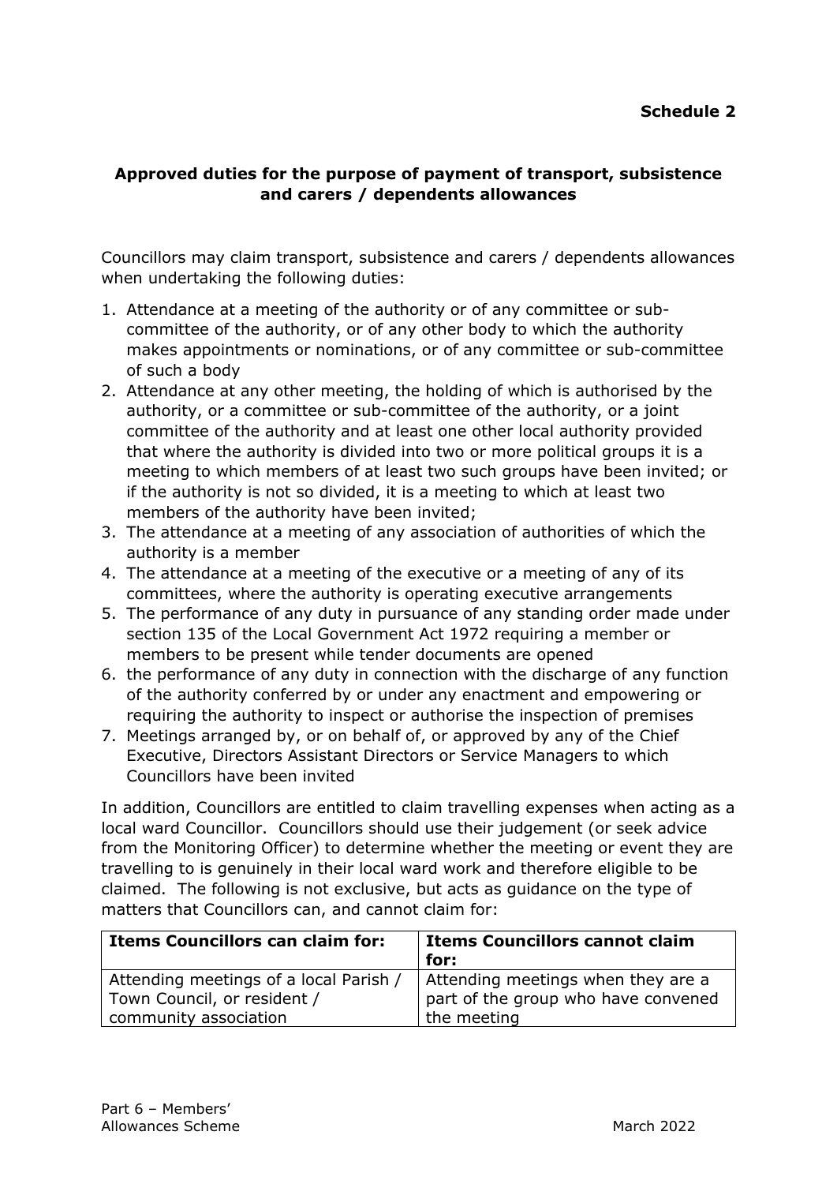**Schedule 2**

## Approved duties for the purpose of payment of transport, subsistence and carers / dependents allowances

Councillors may claim transport, subsistence and carers / dependents allowances when undertaking the following duties:

1. Attendance at a meeting of the authority or of any committee or sub-committee of the authority, or of any other body to which the authority makes appointments or nominations, or of any committee or sub-committee of such a body
2. Attendance at any other meeting, the holding of which is authorised by the authority, or a committee or sub-committee of the authority, or a joint committee of the authority and at least one other local authority provided that where the authority is divided into two or more political groups it is a meeting to which members of at least two such groups have been invited; or if the authority is not so divided, it is a meeting to which at least two members of the authority have been invited;
3. The attendance at a meeting of any association of authorities of which the authority is a member
4. The attendance at a meeting of the executive or a meeting of any of its committees, where the authority is operating executive arrangements
5. The performance of any duty in pursuance of any standing order made under section 135 of the Local Government Act 1972 requiring a member or members to be present while tender documents are opened
6. the performance of any duty in connection with the discharge of any function of the authority conferred by or under any enactment and empowering or requiring the authority to inspect or authorise the inspection of premises
7. Meetings arranged by, or on behalf of, or approved by any of the Chief Executive, Directors Assistant Directors or Service Managers to which Councillors have been invited

In addition, Councillors are entitled to claim travelling expenses when acting as a local ward Councillor. Councillors should use their judgement (or seek advice from the Monitoring Officer) to determine whether the meeting or event they are travelling to is genuinely in their local ward work and therefore eligible to be claimed. The following is not exclusive, but acts as guidance on the type of matters that Councillors can, and cannot claim for:

| Items Councillors can claim for: | Items Councillors cannot claim for: |
| --- | --- |
| Attending meetings of a local Parish / Town Council, or resident / community association | Attending meetings when they are a part of the group who have convened the meeting |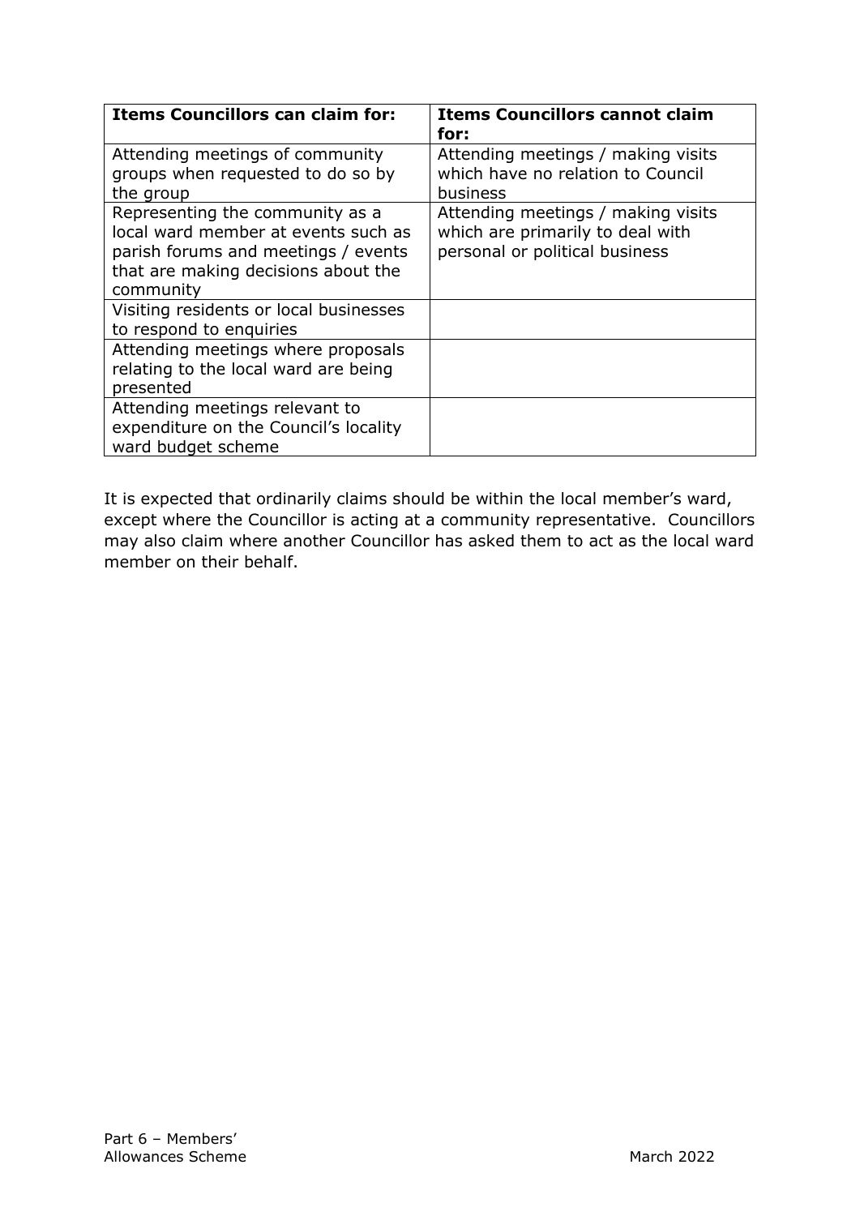| Items Councillors can claim for: | Items Councillors cannot claim for: |
| --- | --- |
| Attending meetings of community groups when requested to do so by the group | Attending meetings / making visits which have no relation to Council business |
| Representing the community as a local ward member at events such as parish forums and meetings / events that are making decisions about the community | Attending meetings / making visits which are primarily to deal with personal or political business |
| Visiting residents or local businesses to respond to enquiries | |
| Attending meetings where proposals relating to the local ward are being presented | |
| Attending meetings relevant to expenditure on the Council's locality ward budget scheme | |

It is expected that ordinarily claims should be within the local member's ward, except where the Councillor is acting at a community representative. Councillors may also claim where another Councillor has asked them to act as the local ward member on their behalf.